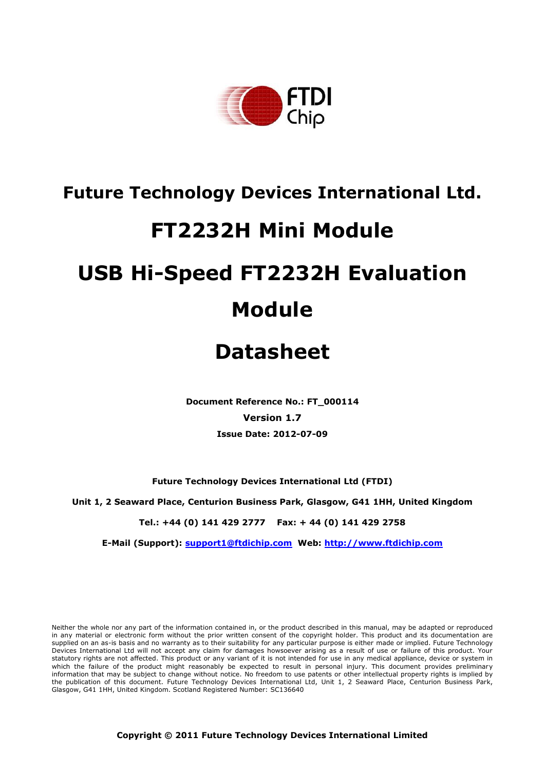# Future Technology Devices International Ltd.

# FT2232H Mini Module

# USB Hi-Speed FT2232H Evaluation Module

# Datasheet

**Document Reference No.: FT_000114**

**Version 1.7**

**Issue Date: 2012-07-09**

**Future Technology Devices International Ltd (FTDI)**

**Unit 1, 2 Seaward Place, Centurion Business Park, Glasgow, G41 1HH, United Kingdom**

**Tel.: +44 (0) 141 429 2777 Fax: + 44 (0) 141 429 2758**

**E-Mail (Support): support1@ftdichip.com Web: http://www.ftdichip.com**

Neither the whole nor any part of the information contained in, or the product described in this manual, may be adapted or reproduced in any material or electronic form without the prior written consent of the copyright holder. This product and its documentation are supplied on an as-is basis and no warranty as to their suitability for any particular purpose is either made or implied. Future Technology Devices International Ltd will not accept any claim for damages howsoever arising as a result of use or failure of this product. Your statutory rights are not affected. This product or any variant of it is not intended for use in any medical appliance, device or system in which the failure of the product might reasonably be expected to result in personal injury. This document provides preliminary information that may be subject to change without notice. No freedom to use patents or other intellectual property rights is implied by the publication of this document. Future Technology Devices International Ltd, Unit 1, 2 Seaward Place, Centurion Business Park, Glasgow, G41 1HH, United Kingdom. Scotland Registered Number: SC136640

**Copyright © 2011 Future Technology Devices International Limited**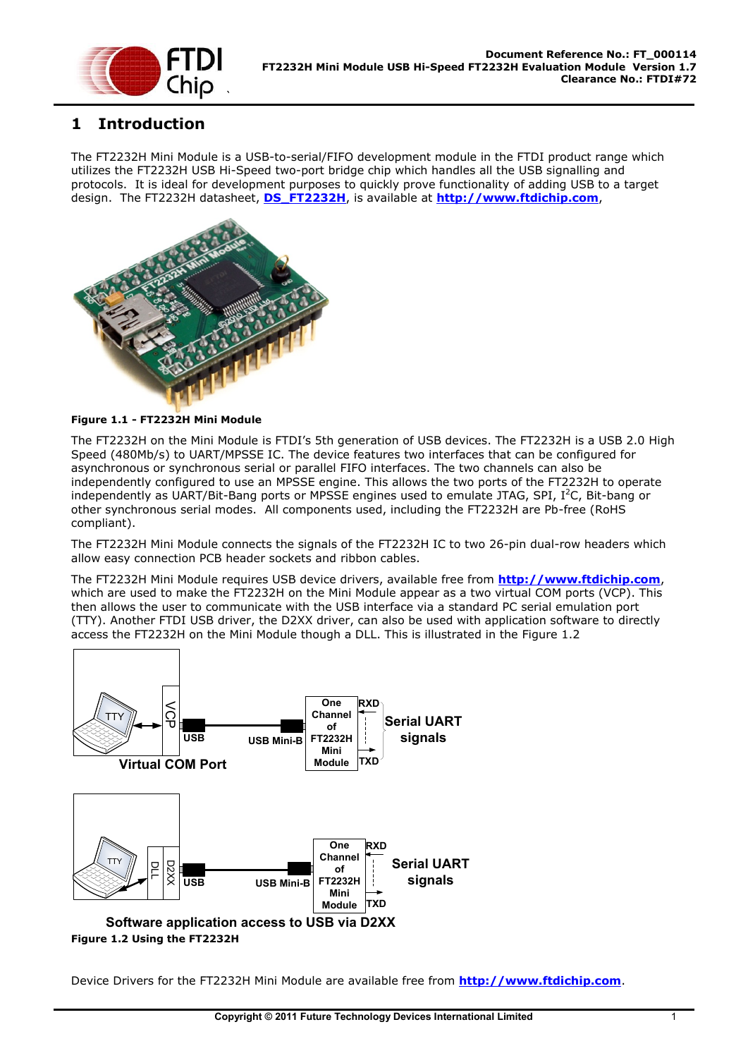# 1 Introduction

The FT2232H Mini Module is a USB-to-serial/FIFO development module in the FTDI product range which utilizes the FT2232H USB Hi-Speed two-port bridge chip which handles all the USB signalling and protocols. It is ideal for development purposes to quickly prove functionality of adding USB to a target design. The FT2232H datasheet, **DS_FT2232H**, is available at **http://www.ftdichip.com**,

**Figure 1.1 - FT2232H Mini Module**

The FT2232H on the Mini Module is FTDI's 5th generation of USB devices. The FT2232H is a USB 2.0 High Speed (480Mb/s) to UART/MPSSE IC. The device features two interfaces that can be configured for asynchronous or synchronous serial or parallel FIFO interfaces. The two channels can also be independently configured to use an MPSSE engine. This allows the two ports of the FT2232H to operate independently as UART/Bit-Bang ports or MPSSE engines used to emulate JTAG, SPI, $I^2C$, Bit-bang or other synchronous serial modes. All components used, including the FT2232H are Pb-free (RoHS compliant).

The FT2232H Mini Module connects the signals of the FT2232H IC to two 26-pin dual-row headers which allow easy connection PCB header sockets and ribbon cables.

The FT2232H Mini Module requires USB device drivers, available free from **http://www.ftdichip.com**, which are used to make the FT2232H on the Mini Module appear as a two virtual COM ports (VCP). This then allows the user to communicate with the USB interface via a standard PC serial emulation port (TTY). Another FTDI USB driver, the D2XX driver, can also be used with application software to directly access the FT2232H on the Mini Module though a DLL. This is illustrated in the Figure 1.2

**Figure 1.2 Using the FT2232H**

Device Drivers for the FT2232H Mini Module are available free from **http://www.ftdichip.com**.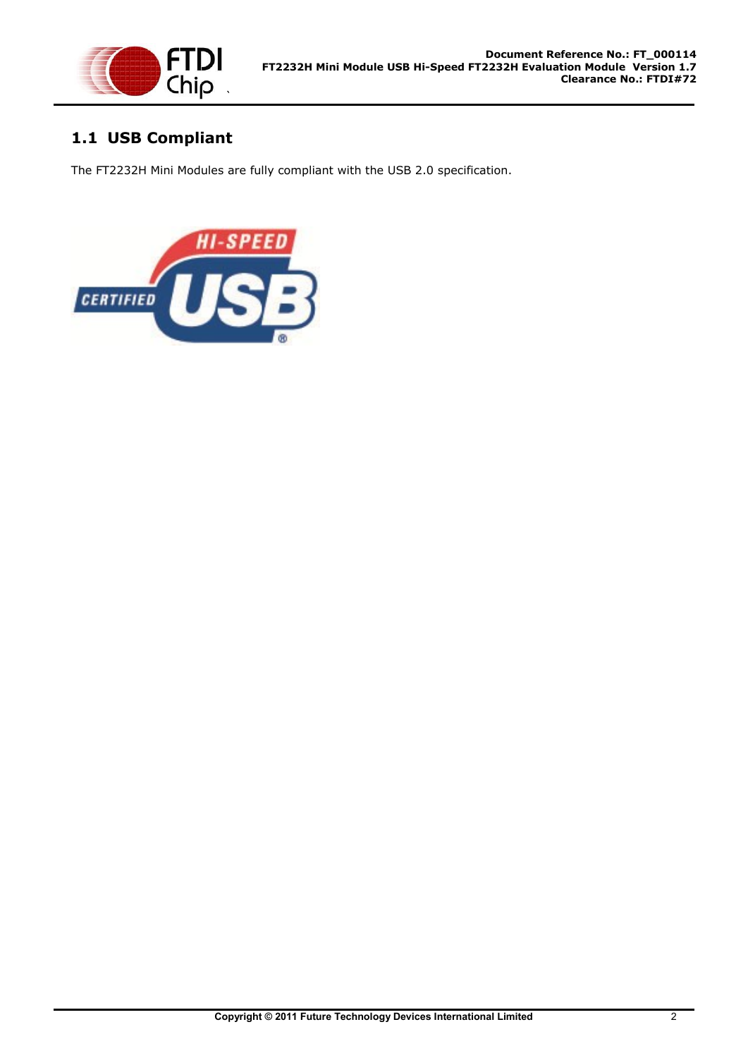## 1.1 USB Compliant

The FT2232H Mini Modules are fully compliant with the USB 2.0 specification.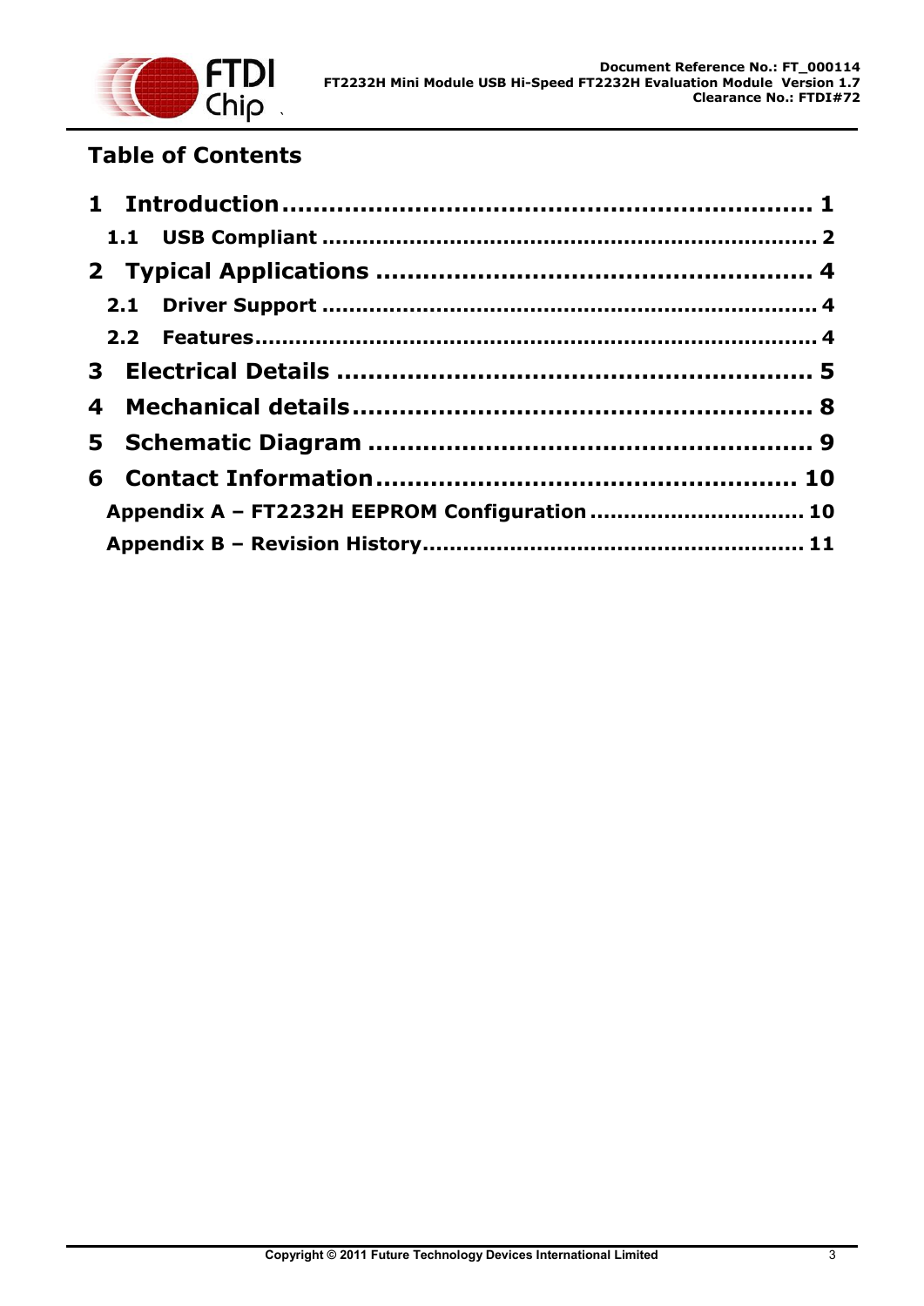## Table of Contents

1 Introduction .................................................................. 1

1.1 USB Compliant .......................................................................... 2

2 Typical Applications ..................................................... 4

2.1 Driver Support ........................................................................... 4

2.2 Features.................................................................................... 4

3 Electrical Details ........................................................... 5

4 Mechanical details.......................................................... 8

5 Schematic Diagram ....................................................... 9

6 Contact Information .................................................... 10

Appendix A – FT2232H EEPROM Configuration ............................... 10

Appendix B – Revision History......................................................... 11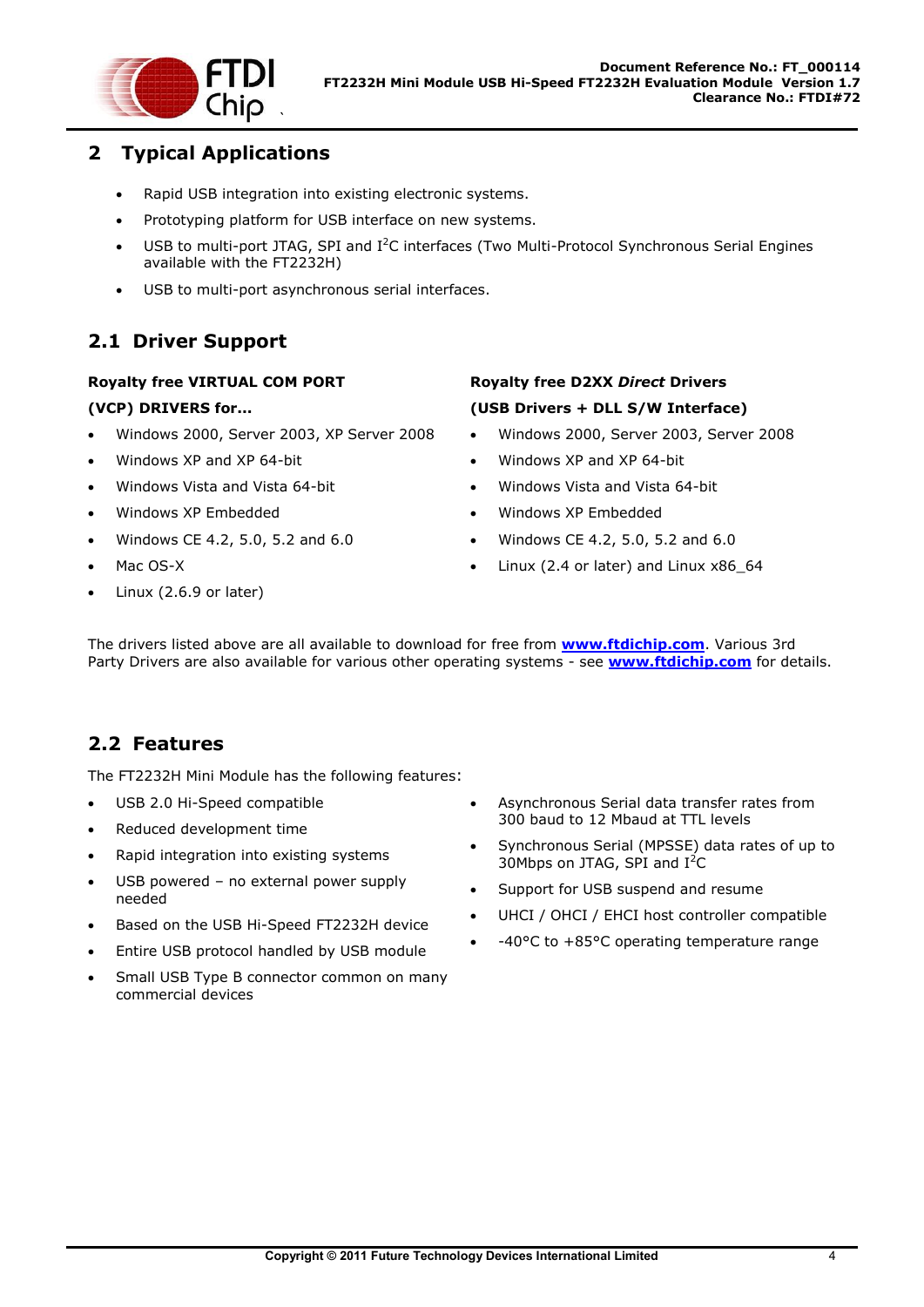# 2 Typical Applications

- Rapid USB integration into existing electronic systems.
- Prototyping platform for USB interface on new systems.
- USB to multi-port JTAG, SPI and I²C interfaces (Two Multi-Protocol Synchronous Serial Engines available with the FT2232H)
- USB to multi-port asynchronous serial interfaces.

## 2.1 Driver Support

**Royalty free VIRTUAL COM PORT (VCP) DRIVERS for...**

- Windows 2000, Server 2003, XP Server 2008
- Windows XP and XP 64-bit
- Windows Vista and Vista 64-bit
- Windows XP Embedded
- Windows CE 4.2, 5.0, 5.2 and 6.0
- Mac OS-X
- Linux (2.6.9 or later)

**Royalty free D2XX *Direct* Drivers (USB Drivers + DLL S/W Interface)**

- Windows 2000, Server 2003, Server 2008
- Windows XP and XP 64-bit
- Windows Vista and Vista 64-bit
- Windows XP Embedded
- Windows CE 4.2, 5.0, 5.2 and 6.0
- Linux (2.4 or later) and Linux x86_64

The drivers listed above are all available to download for free from **www.ftdichip.com**. Various 3rd Party Drivers are also available for various other operating systems - see **www.ftdichip.com** for details.

## 2.2 Features

The FT2232H Mini Module has the following features:

- USB 2.0 Hi-Speed compatible
- Reduced development time
- Rapid integration into existing systems
- USB powered – no external power supply needed
- Based on the USB Hi-Speed FT2232H device
- Entire USB protocol handled by USB module
- Small USB Type B connector common on many commercial devices
- Asynchronous Serial data transfer rates from 300 baud to 12 Mbaud at TTL levels
- Synchronous Serial (MPSSE) data rates of up to 30Mbps on JTAG, SPI and I²C
- Support for USB suspend and resume
- UHCI / OHCI / EHCI host controller compatible
- -40°C to +85°C operating temperature range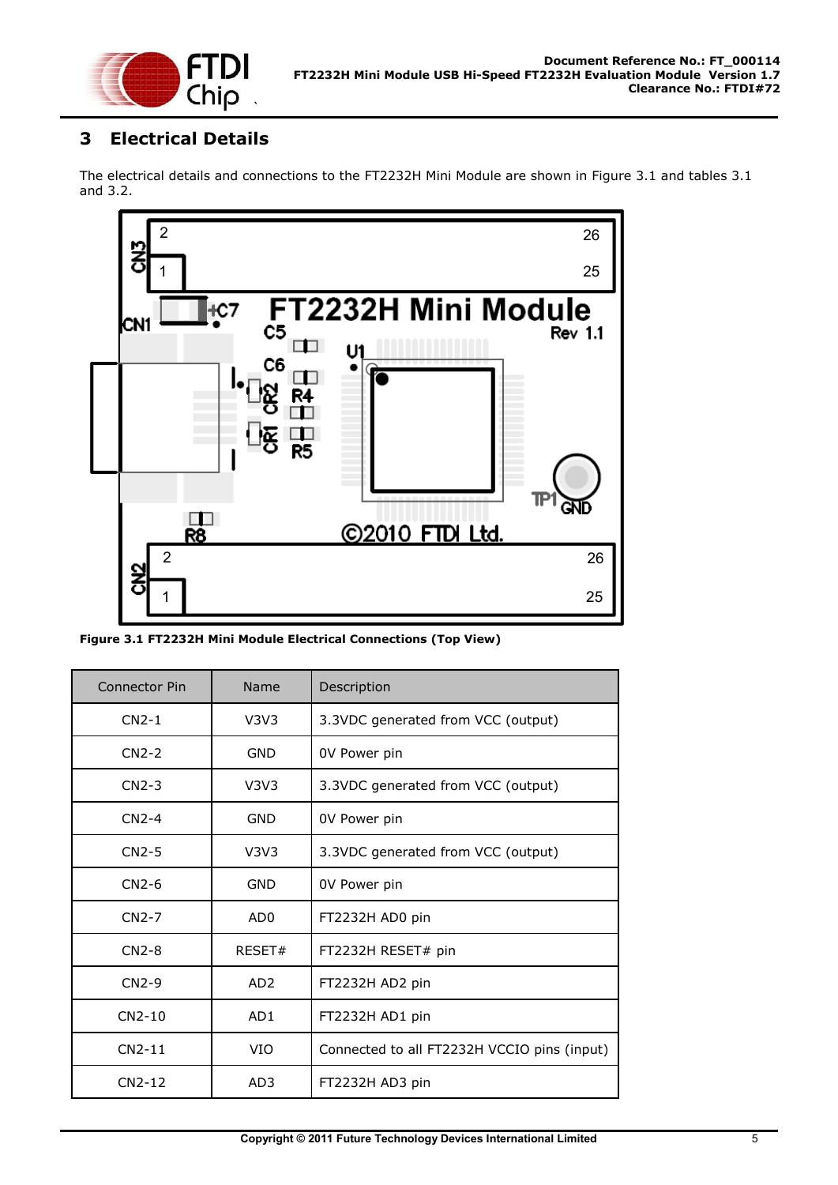# 3 Electrical Details

The electrical details and connections to the FT2232H Mini Module are shown in Figure 3.1 and tables 3.1 and 3.2.

**Figure 3.1 FT2232H Mini Module Electrical Connections (Top View)**

| Connector Pin | Name | Description |
| --- | --- | --- |
| CN2-1 | V3V3 | 3.3VDC generated from VCC (output) |
| CN2-2 | GND | 0V Power pin |
| CN2-3 | V3V3 | 3.3VDC generated from VCC (output) |
| CN2-4 | GND | 0V Power pin |
| CN2-5 | V3V3 | 3.3VDC generated from VCC (output) |
| CN2-6 | GND | 0V Power pin |
| CN2-7 | AD0 | FT2232H AD0 pin |
| CN2-8 | RESET# | FT2232H RESET# pin |
| CN2-9 | AD2 | FT2232H AD2 pin |
| CN2-10 | AD1 | FT2232H AD1 pin |
| CN2-11 | VIO | Connected to all FT2232H VCCIO pins (input) |
| CN2-12 | AD3 | FT2232H AD3 pin |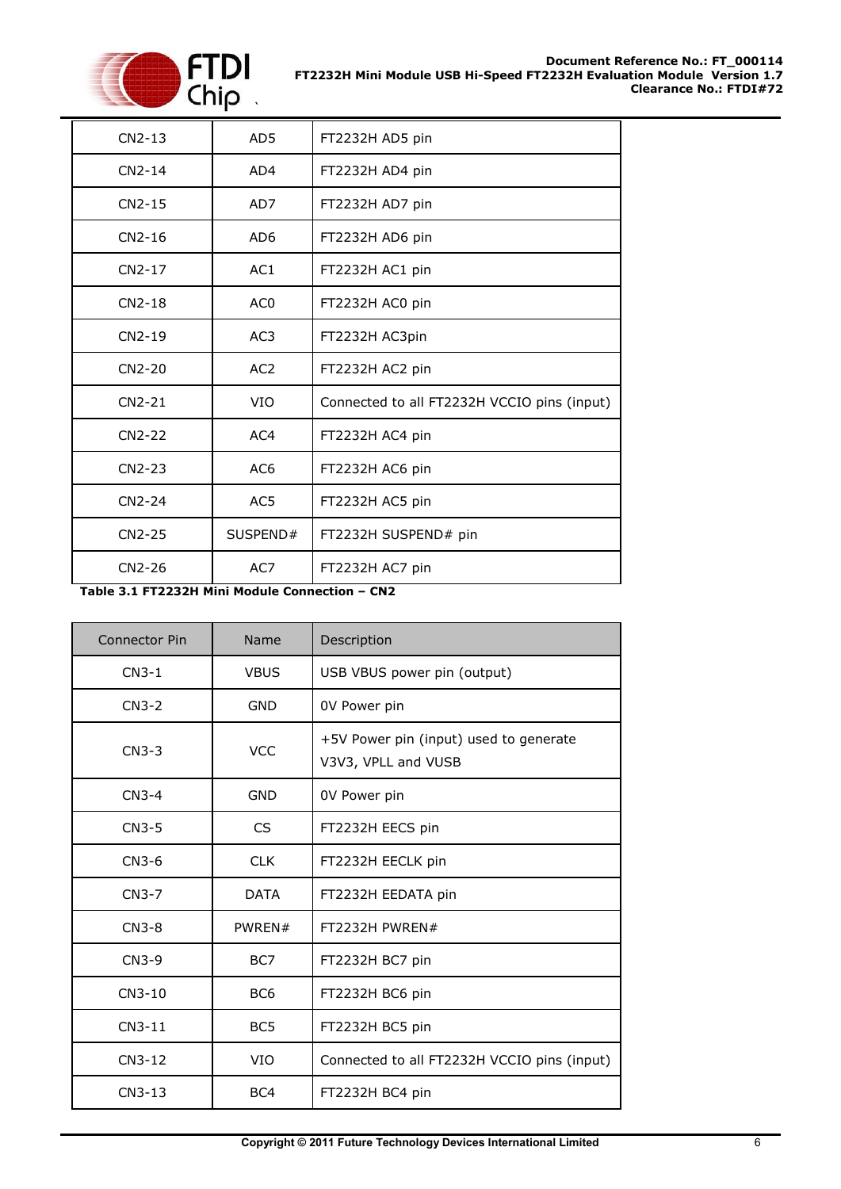| | | |
|---|---|---|
| CN2-13 | AD5 | FT2232H AD5 pin |
| CN2-14 | AD4 | FT2232H AD4 pin |
| CN2-15 | AD7 | FT2232H AD7 pin |
| CN2-16 | AD6 | FT2232H AD6 pin |
| CN2-17 | AC1 | FT2232H AC1 pin |
| CN2-18 | AC0 | FT2232H AC0 pin |
| CN2-19 | AC3 | FT2232H AC3pin |
| CN2-20 | AC2 | FT2232H AC2 pin |
| CN2-21 | VIO | Connected to all FT2232H VCCIO pins (input) |
| CN2-22 | AC4 | FT2232H AC4 pin |
| CN2-23 | AC6 | FT2232H AC6 pin |
| CN2-24 | AC5 | FT2232H AC5 pin |
| CN2-25 | SUSPEND# | FT2232H SUSPEND# pin |
| CN2-26 | AC7 | FT2232H AC7 pin |

**Table 3.1 FT2232H Mini Module Connection – CN2**

| Connector Pin | Name | Description |
|---|---|---|
| CN3-1 | VBUS | USB VBUS power pin (output) |
| CN3-2 | GND | 0V Power pin |
| CN3-3 | VCC | +5V Power pin (input) used to generate V3V3, VPLL and VUSB |
| CN3-4 | GND | 0V Power pin |
| CN3-5 | CS | FT2232H EECS pin |
| CN3-6 | CLK | FT2232H EECLK pin |
| CN3-7 | DATA | FT2232H EEDATA pin |
| CN3-8 | PWREN# | FT2232H PWREN# |
| CN3-9 | BC7 | FT2232H BC7 pin |
| CN3-10 | BC6 | FT2232H BC6 pin |
| CN3-11 | BC5 | FT2232H BC5 pin |
| CN3-12 | VIO | Connected to all FT2232H VCCIO pins (input) |
| CN3-13 | BC4 | FT2232H BC4 pin |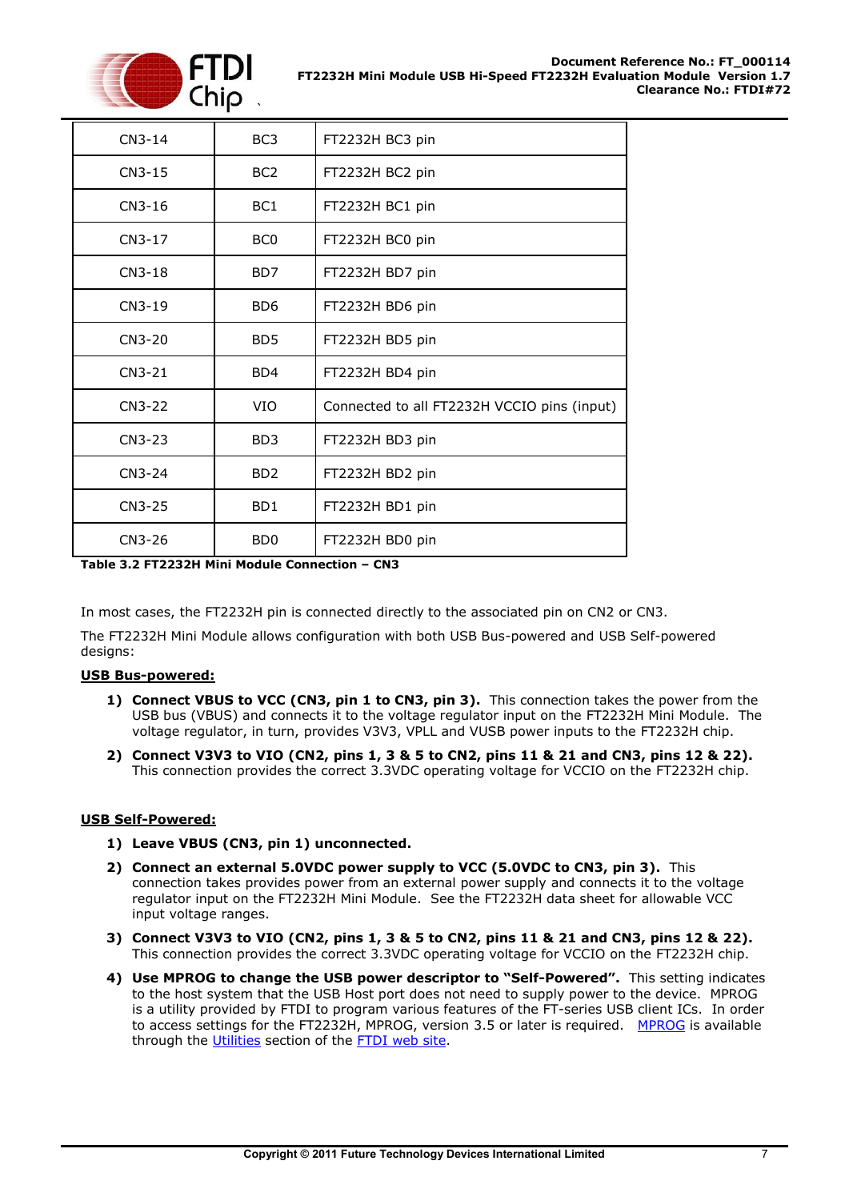| CN3-14 | BC3 | FT2232H BC3 pin |
|---|---|---|
| CN3-15 | BC2 | FT2232H BC2 pin |
| CN3-16 | BC1 | FT2232H BC1 pin |
| CN3-17 | BC0 | FT2232H BC0 pin |
| CN3-18 | BD7 | FT2232H BD7 pin |
| CN3-19 | BD6 | FT2232H BD6 pin |
| CN3-20 | BD5 | FT2232H BD5 pin |
| CN3-21 | BD4 | FT2232H BD4 pin |
| CN3-22 | VIO | Connected to all FT2232H VCCIO pins (input) |
| CN3-23 | BD3 | FT2232H BD3 pin |
| CN3-24 | BD2 | FT2232H BD2 pin |
| CN3-25 | BD1 | FT2232H BD1 pin |
| CN3-26 | BD0 | FT2232H BD0 pin |

**Table 3.2 FT2232H Mini Module Connection – CN3**

In most cases, the FT2232H pin is connected directly to the associated pin on CN2 or CN3.

The FT2232H Mini Module allows configuration with both USB Bus-powered and USB Self-powered designs:

**USB Bus-powered:**

1) **Connect VBUS to VCC (CN3, pin 1 to CN3, pin 3).** This connection takes the power from the USB bus (VBUS) and connects it to the voltage regulator input on the FT2232H Mini Module. The voltage regulator, in turn, provides V3V3, VPLL and VUSB power inputs to the FT2232H chip.
2) **Connect V3V3 to VIO (CN2, pins 1, 3 & 5 to CN2, pins 11 & 21 and CN3, pins 12 & 22).** This connection provides the correct 3.3VDC operating voltage for VCCIO on the FT2232H chip.

**USB Self-Powered:**

1) **Leave VBUS (CN3, pin 1) unconnected.**
2) **Connect an external 5.0VDC power supply to VCC (5.0VDC to CN3, pin 3).** This connection takes provides power from an external power supply and connects it to the voltage regulator input on the FT2232H Mini Module. See the FT2232H data sheet for allowable VCC input voltage ranges.
3) **Connect V3V3 to VIO (CN2, pins 1, 3 & 5 to CN2, pins 11 & 21 and CN3, pins 12 & 22).** This connection provides the correct 3.3VDC operating voltage for VCCIO on the FT2232H chip.
4) **Use MPROG to change the USB power descriptor to "Self-Powered".** This setting indicates to the host system that the USB Host port does not need to supply power to the device. MPROG is a utility provided by FTDI to program various features of the FT-series USB client ICs. In order to access settings for the FT2232H, MPROG, version 3.5 or later is required. MPROG is available through the Utilities section of the FTDI web site.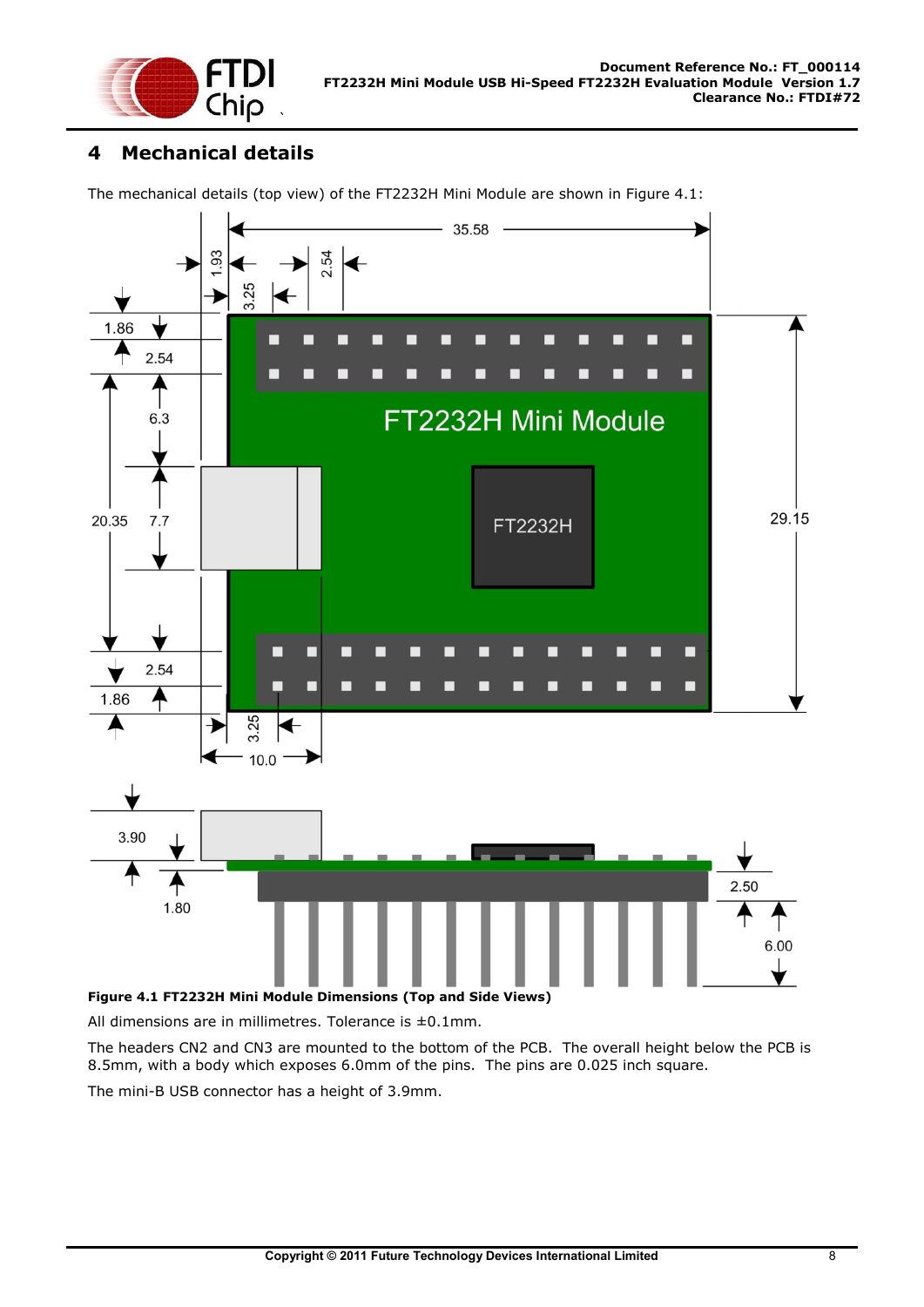# 4 Mechanical details

The mechanical details (top view) of the FT2232H Mini Module are shown in Figure 4.1:

**Figure 4.1 FT2232H Mini Module Dimensions (Top and Side Views)**

All dimensions are in millimetres. Tolerance is ±0.1mm.

The headers CN2 and CN3 are mounted to the bottom of the PCB. The overall height below the PCB is 8.5mm, with a body which exposes 6.0mm of the pins. The pins are 0.025 inch square.

The mini-B USB connector has a height of 3.9mm.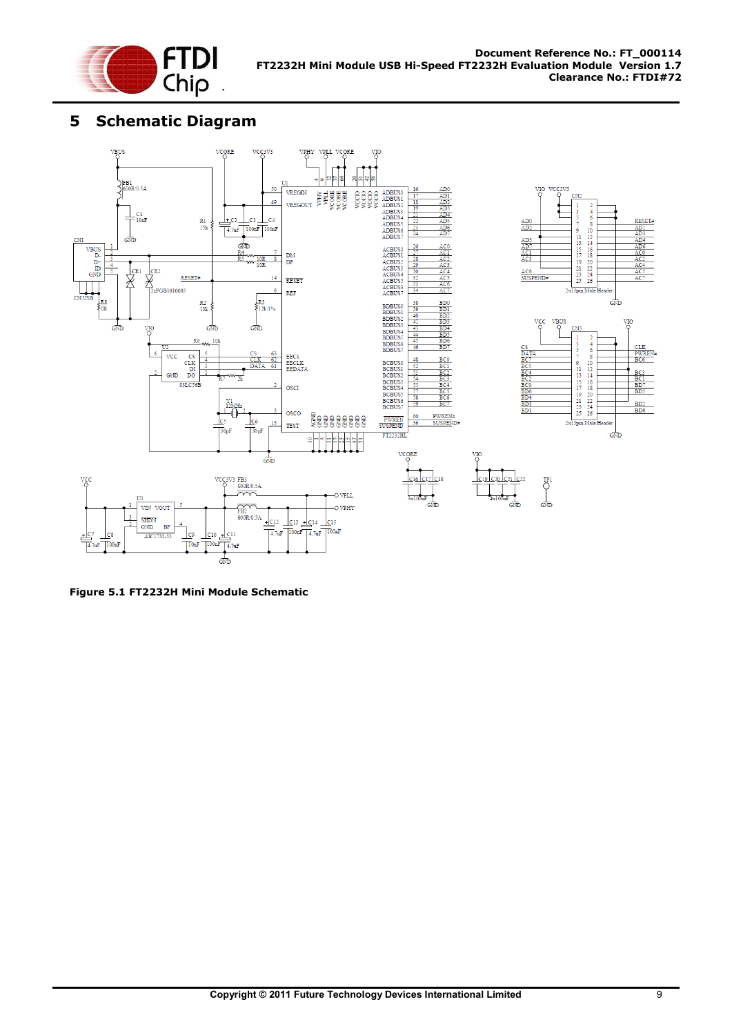# 5 Schematic Diagram

**Figure 5.1 FT2232H Mini Module Schematic**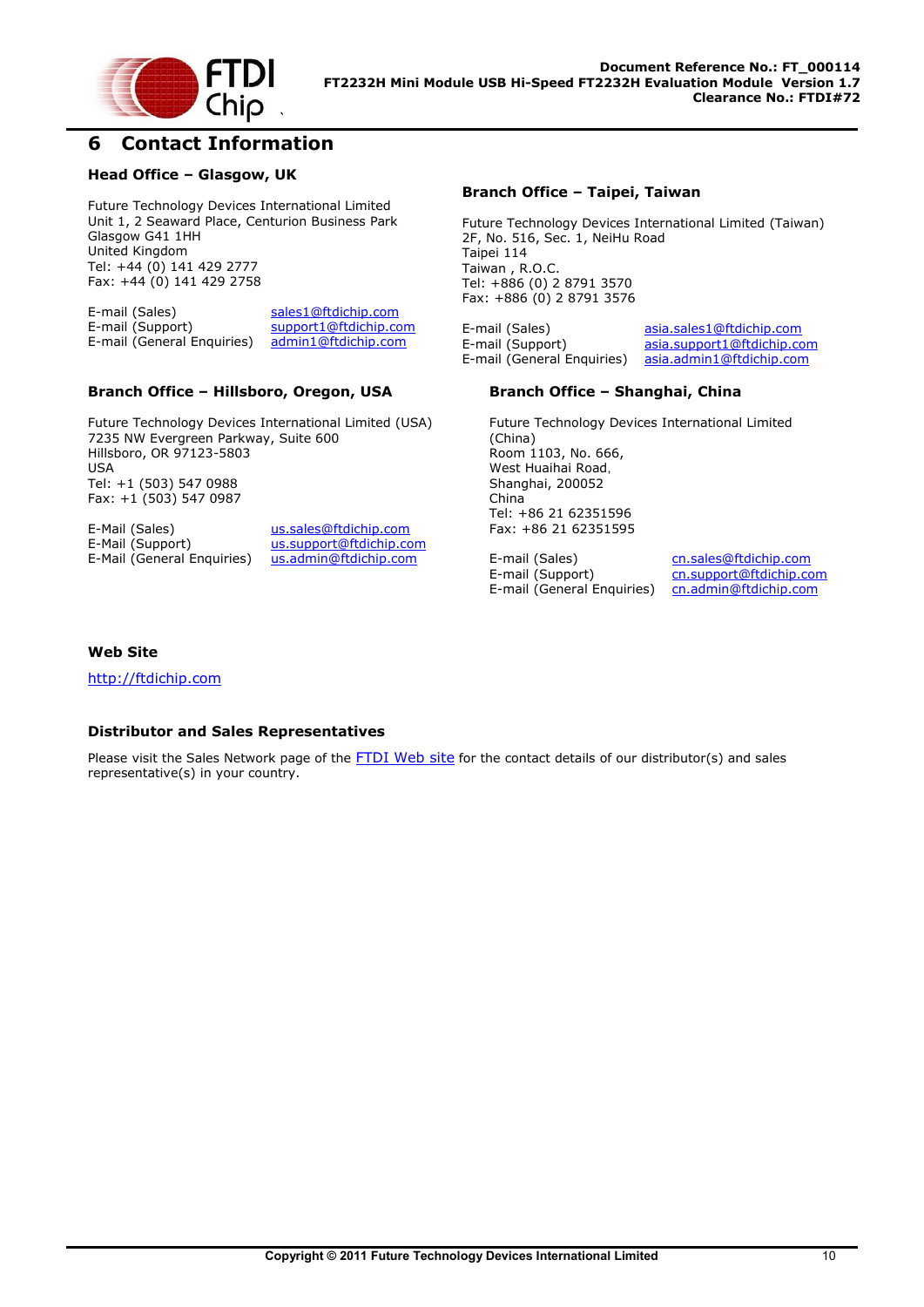# 6 Contact Information

### Head Office – Glasgow, UK

Future Technology Devices International Limited
Unit 1, 2 Seaward Place, Centurion Business Park
Glasgow G41 1HH
United Kingdom
Tel: +44 (0) 141 429 2777
Fax: +44 (0) 141 429 2758

| | |
|---|---|
| E-mail (Sales) | sales1@ftdichip.com |
| E-mail (Support) | support1@ftdichip.com |
| E-mail (General Enquiries) | admin1@ftdichip.com |

### Branch Office – Taipei, Taiwan

Future Technology Devices International Limited (Taiwan)
2F, No. 516, Sec. 1, NeiHu Road
Taipei 114
Taiwan , R.O.C.
Tel: +886 (0) 2 8791 3570
Fax: +886 (0) 2 8791 3576

| | |
|---|---|
| E-mail (Sales) | asia.sales1@ftdichip.com |
| E-mail (Support) | asia.support1@ftdichip.com |
| E-mail (General Enquiries) | asia.admin1@ftdichip.com |

### Branch Office – Hillsboro, Oregon, USA

Future Technology Devices International Limited (USA)
7235 NW Evergreen Parkway, Suite 600
Hillsboro, OR 97123-5803
USA
Tel: +1 (503) 547 0988
Fax: +1 (503) 547 0987

| | |
|---|---|
| E-Mail (Sales) | us.sales@ftdichip.com |
| E-Mail (Support) | us.support@ftdichip.com |
| E-Mail (General Enquiries) | us.admin@ftdichip.com |

### Branch Office – Shanghai, China

Future Technology Devices International Limited (China)
Room 1103, No. 666,
West Huaihai Road,
Shanghai, 200052
China
Tel: +86 21 62351596
Fax: +86 21 62351595

| | |
|---|---|
| E-mail (Sales) | cn.sales@ftdichip.com |
| E-mail (Support) | cn.support@ftdichip.com |
| E-mail (General Enquiries) | cn.admin@ftdichip.com |

### Web Site

http://ftdichip.com

### Distributor and Sales Representatives

Please visit the Sales Network page of the FTDI Web site for the contact details of our distributor(s) and sales representative(s) in your country.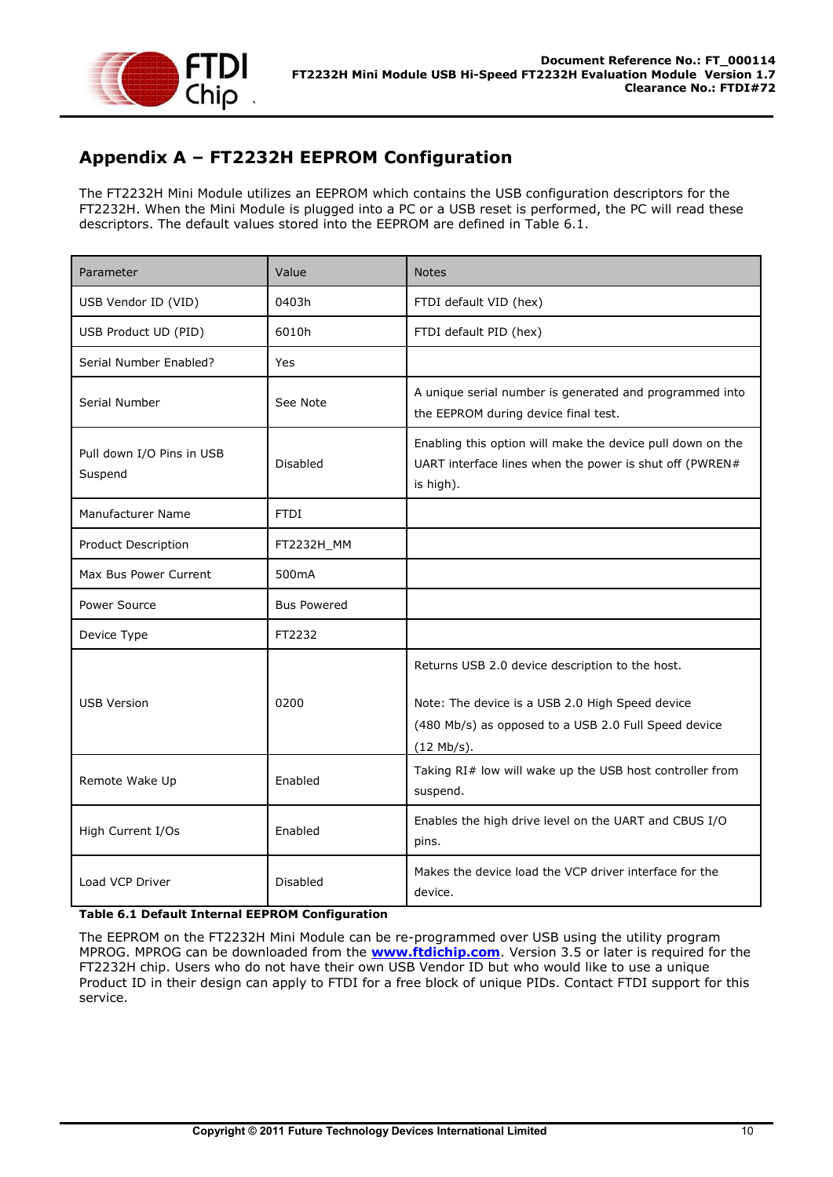# Appendix A – FT2232H EEPROM Configuration

The FT2232H Mini Module utilizes an EEPROM which contains the USB configuration descriptors for the FT2232H. When the Mini Module is plugged into a PC or a USB reset is performed, the PC will read these descriptors. The default values stored into the EEPROM are defined in Table 6.1.

| Parameter | Value | Notes |
|---|---|---|
| USB Vendor ID (VID) | 0403h | FTDI default VID (hex) |
| USB Product UD (PID) | 6010h | FTDI default PID (hex) |
| Serial Number Enabled? | Yes | |
| Serial Number | See Note | A unique serial number is generated and programmed into the EEPROM during device final test. |
| Pull down I/O Pins in USB Suspend | Disabled | Enabling this option will make the device pull down on the UART interface lines when the power is shut off (PWREN# is high). |
| Manufacturer Name | FTDI | |
| Product Description | FT2232H_MM | |
| Max Bus Power Current | 500mA | |
| Power Source | Bus Powered | |
| Device Type | FT2232 | |
| USB Version | 0200 | Returns USB 2.0 device description to the host.<br><br>Note: The device is a USB 2.0 High Speed device (480 Mb/s) as opposed to a USB 2.0 Full Speed device (12 Mb/s). |
| Remote Wake Up | Enabled | Taking RI# low will wake up the USB host controller from suspend. |
| High Current I/Os | Enabled | Enables the high drive level on the UART and CBUS I/O pins. |
| Load VCP Driver | Disabled | Makes the device load the VCP driver interface for the device. |

**Table 6.1 Default Internal EEPROM Configuration**

The EEPROM on the FT2232H Mini Module can be re-programmed over USB using the utility program MPROG. MPROG can be downloaded from the **www.ftdichip.com**. Version 3.5 or later is required for the FT2232H chip. Users who do not have their own USB Vendor ID but who would like to use a unique Product ID in their design can apply to FTDI for a free block of unique PIDs. Contact FTDI support for this service.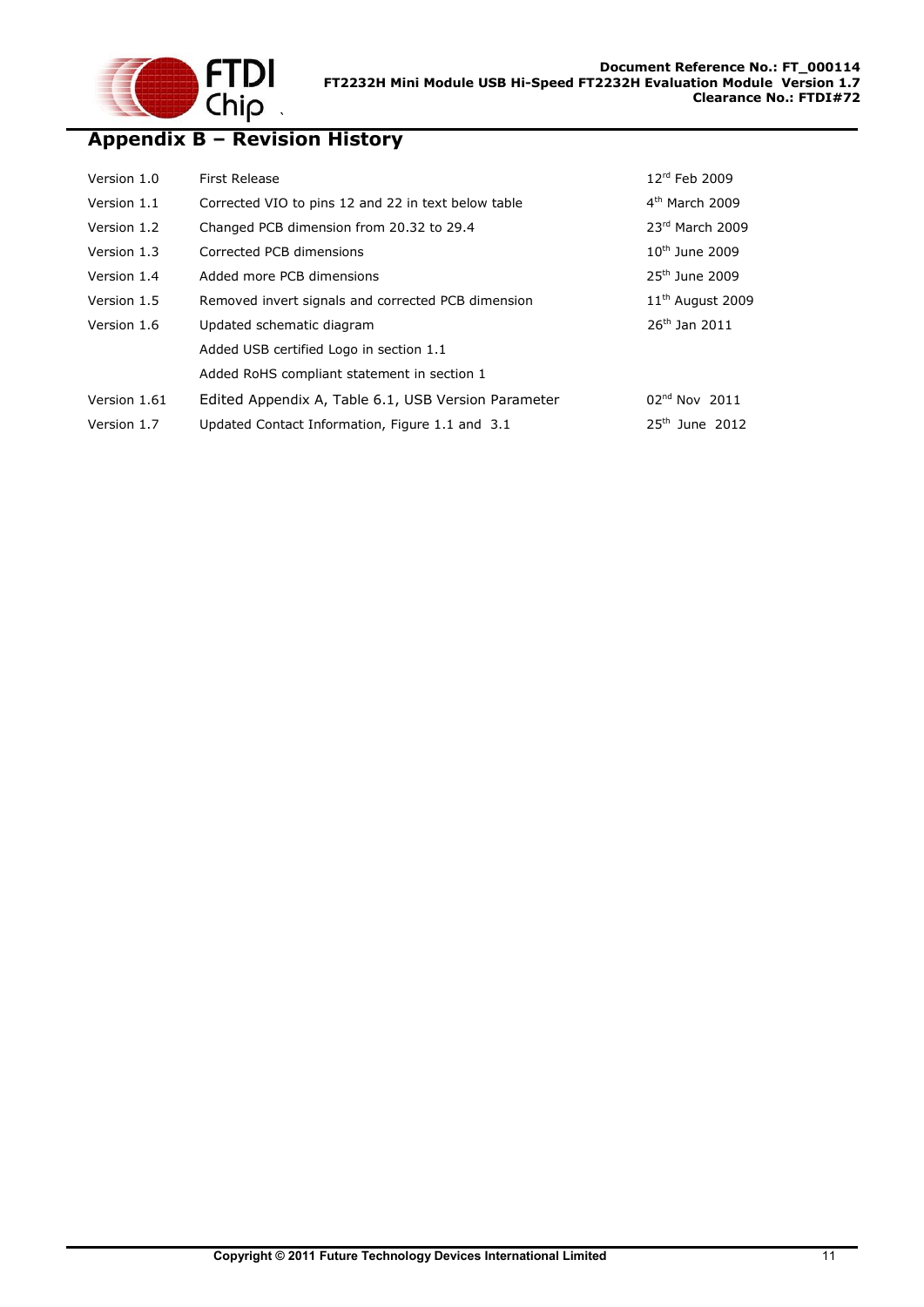# Appendix B – Revision History

| | | |
|---|---|---|
| Version 1.0 | First Release | 12rd Feb 2009 |
| Version 1.1 | Corrected VIO to pins 12 and 22 in text below table | 4th March 2009 |
| Version 1.2 | Changed PCB dimension from 20.32 to 29.4 | 23rd March 2009 |
| Version 1.3 | Corrected PCB dimensions | 10th June 2009 |
| Version 1.4 | Added more PCB dimensions | 25th June 2009 |
| Version 1.5 | Removed invert signals and corrected PCB dimension | 11th August 2009 |
| Version 1.6 | Updated schematic diagram | 26th Jan 2011 |
| | Added USB certified Logo in section 1.1 | |
| | Added RoHS compliant statement in section 1 | |
| Version 1.61 | Edited Appendix A, Table 6.1, USB Version Parameter | 02nd Nov 2011 |
| Version 1.7 | Updated Contact Information, Figure 1.1 and 3.1 | 25th June 2012 |